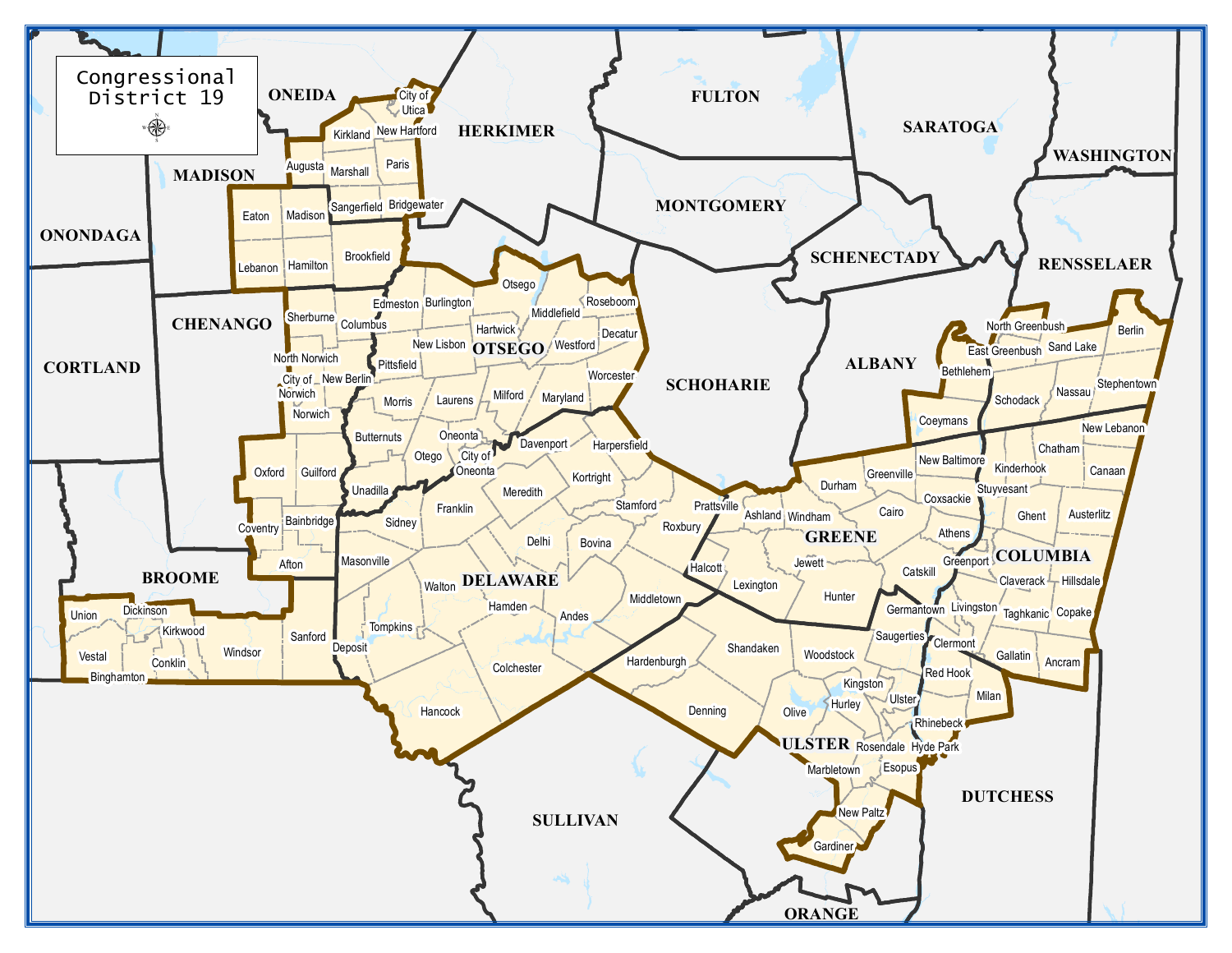# Congressional District 19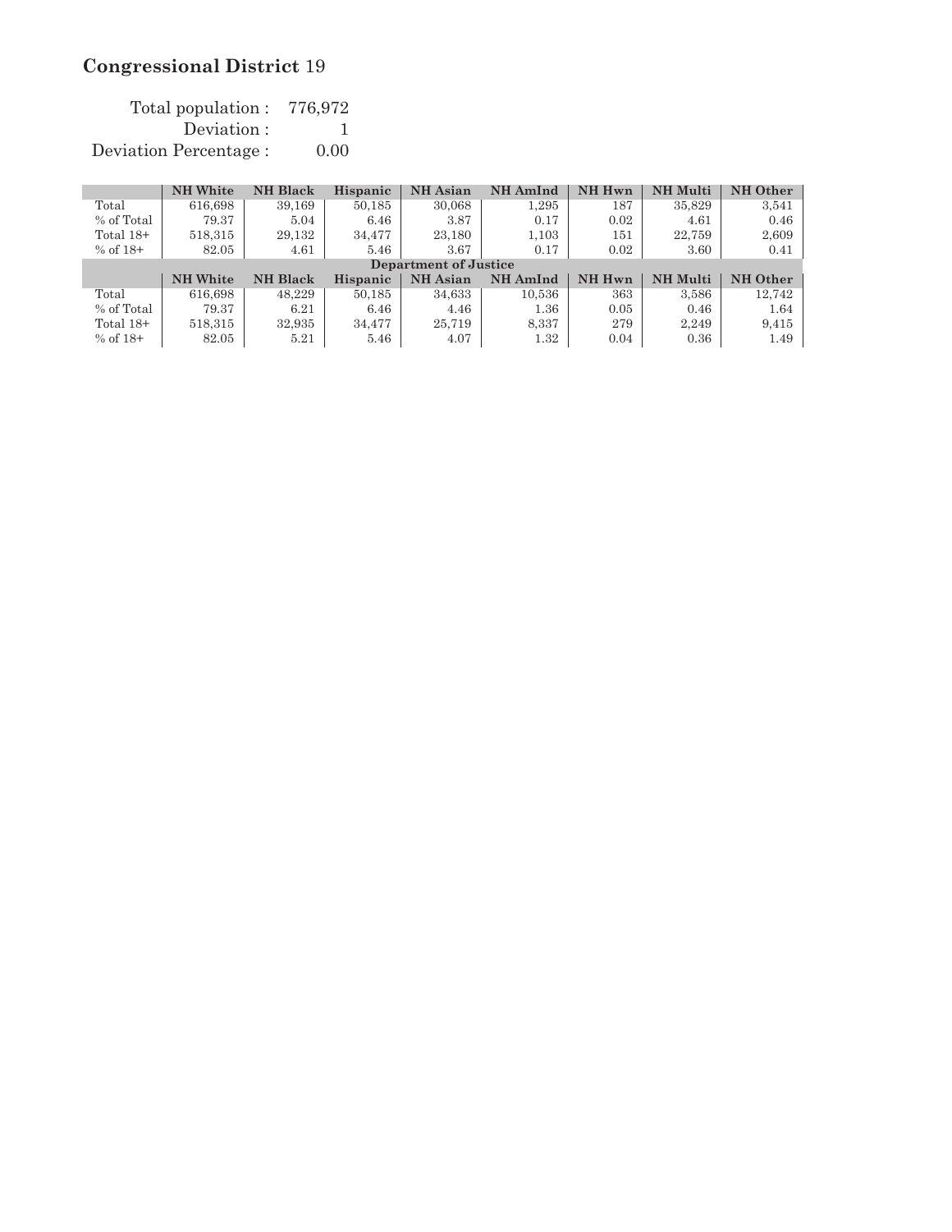**Congressional District** 19

Total population : 776,972
Deviation : 1
Deviation Percentage : 0.00

| | NH White | NH Black | Hispanic | NH Asian | NH AmInd | NH Hwn | NH Multi | NH Other |
|---|---|---|---|---|---|---|---|---|
| Total | 616,698 | 39,169 | 50,185 | 30,068 | 1,295 | 187 | 35,829 | 3,541 |
| % of Total | 79.37 | 5.04 | 6.46 | 3.87 | 0.17 | 0.02 | 4.61 | 0.46 |
| Total 18+ | 518,315 | 29,132 | 34,477 | 23,180 | 1,103 | 151 | 22,759 | 2,609 |
| % of 18+ | 82.05 | 4.61 | 5.46 | 3.67 | 0.17 | 0.02 | 3.60 | 0.41 |
| **Department of Justice** | | | | | | | | |
| | NH White | NH Black | Hispanic | NH Asian | NH AmInd | NH Hwn | NH Multi | NH Other |
| Total | 616,698 | 48,229 | 50,185 | 34,633 | 10,536 | 363 | 3,586 | 12,742 |
| % of Total | 79.37 | 6.21 | 6.46 | 4.46 | 1.36 | 0.05 | 0.46 | 1.64 |
| Total 18+ | 518,315 | 32,935 | 34,477 | 25,719 | 8,337 | 279 | 2,249 | 9,415 |
| % of 18+ | 82.05 | 5.21 | 5.46 | 4.07 | 1.32 | 0.04 | 0.36 | 1.49 |